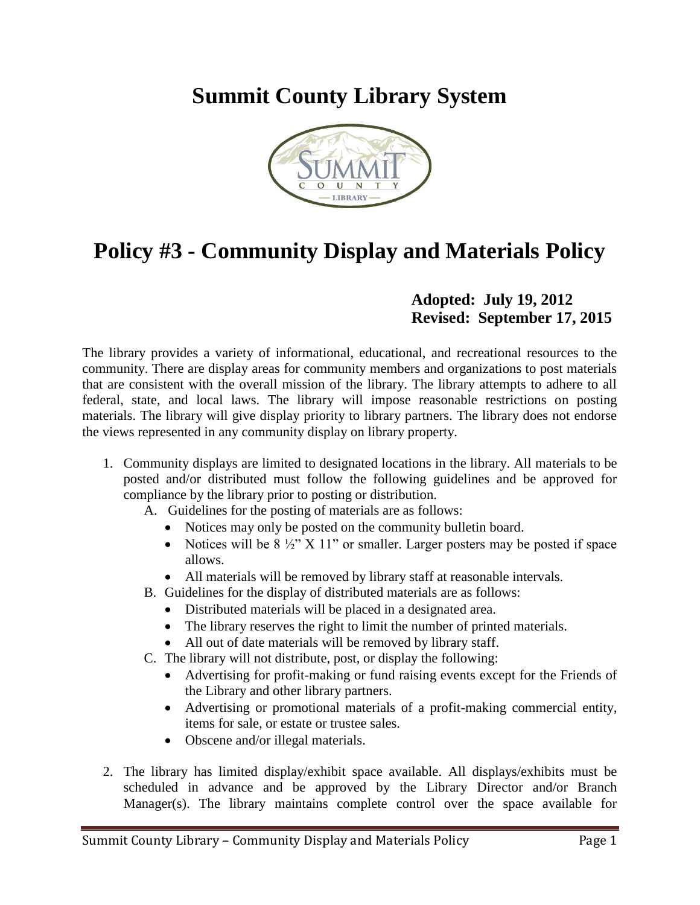# Summit County Library System

# Policy #3 - Community Display and Materials Policy

**Adopted: July 19, 2012**
**Revised: September 17, 2015**

The library provides a variety of informational, educational, and recreational resources to the community. There are display areas for community members and organizations to post materials that are consistent with the overall mission of the library. The library attempts to adhere to all federal, state, and local laws. The library will impose reasonable restrictions on posting materials. The library will give display priority to library partners. The library does not endorse the views represented in any community display on library property.

1. Community displays are limited to designated locations in the library. All materials to be posted and/or distributed must follow the following guidelines and be approved for compliance by the library prior to posting or distribution.
   A. Guidelines for the posting of materials are as follows:
      - Notices may only be posted on the community bulletin board.
      - Notices will be 8 ½" X 11" or smaller. Larger posters may be posted if space allows.
      - All materials will be removed by library staff at reasonable intervals.

   B. Guidelines for the display of distributed materials are as follows:
      - Distributed materials will be placed in a designated area.
      - The library reserves the right to limit the number of printed materials.
      - All out of date materials will be removed by library staff.

   C. The library will not distribute, post, or display the following:
      - Advertising for profit-making or fund raising events except for the Friends of the Library and other library partners.
      - Advertising or promotional materials of a profit-making commercial entity, items for sale, or estate or trustee sales.
      - Obscene and/or illegal materials.

2. The library has limited display/exhibit space available. All displays/exhibits must be scheduled in advance and be approved by the Library Director and/or Branch Manager(s). The library maintains complete control over the space available for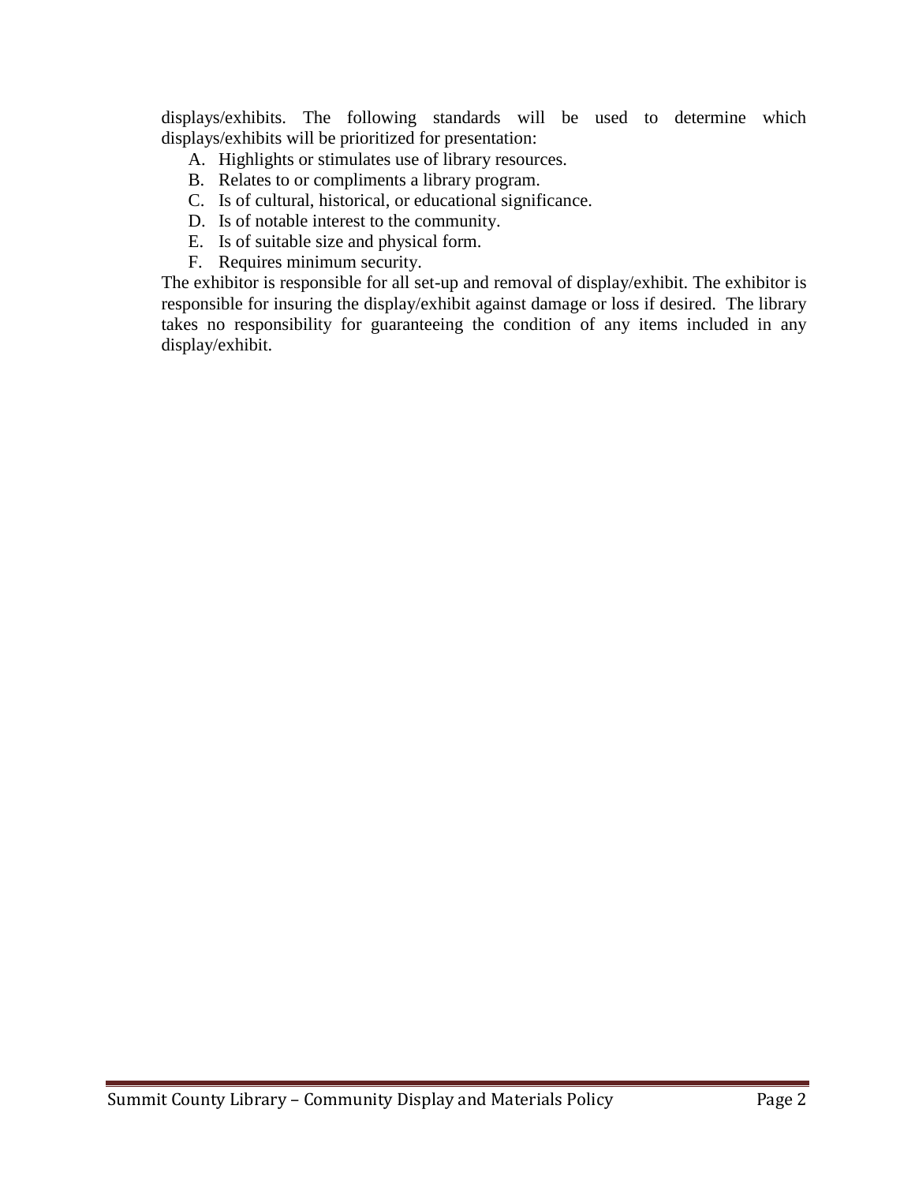displays/exhibits. The following standards will be used to determine which displays/exhibits will be prioritized for presentation:

A. Highlights or stimulates use of library resources.
B. Relates to or compliments a library program.
C. Is of cultural, historical, or educational significance.
D. Is of notable interest to the community.
E. Is of suitable size and physical form.
F. Requires minimum security.

The exhibitor is responsible for all set-up and removal of display/exhibit. The exhibitor is responsible for insuring the display/exhibit against damage or loss if desired. The library takes no responsibility for guaranteeing the condition of any items included in any display/exhibit.